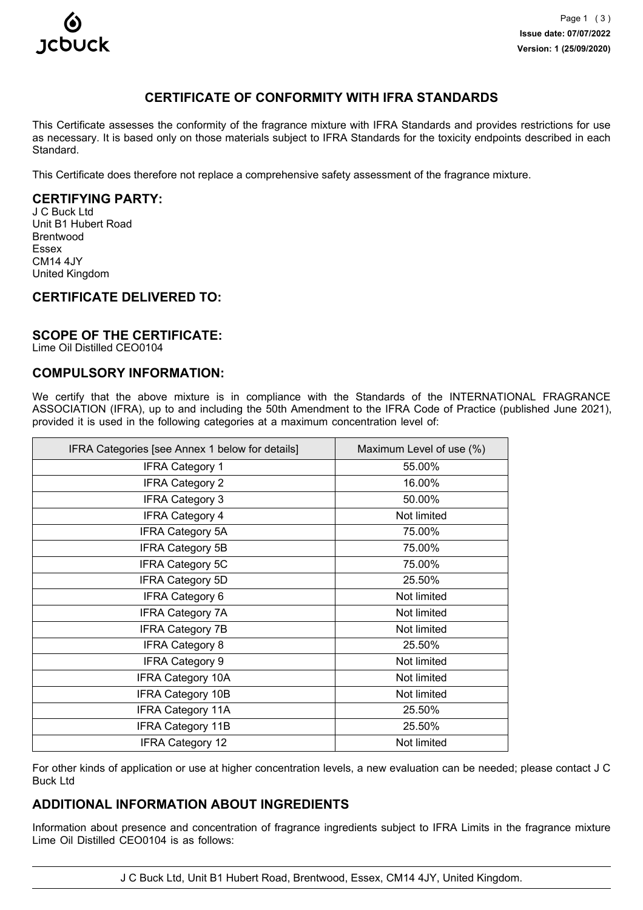Issue date: 07/07/2022

Version: 1 (25/09/2020)

# CERTIFICATE OF CONFORMITY WITH IFRA STANDARDS

This Certificate assesses the conformity of the fragrance mixture with IFRA Standards and provides restrictions for use as necessary. It is based only on those materials subject to IFRA Standards for the toxicity endpoints described in each Standard.

This Certificate does therefore not replace a comprehensive safety assessment of the fragrance mixture.

## CERTIFYING PARTY:

J C Buck Ltd
Unit B1 Hubert Road
Brentwood
Essex
CM14 4JY
United Kingdom

## CERTIFICATE DELIVERED TO:

## SCOPE OF THE CERTIFICATE:

Lime Oil Distilled CEO0104

## COMPULSORY INFORMATION:

We certify that the above mixture is in compliance with the Standards of the INTERNATIONAL FRAGRANCE ASSOCIATION (IFRA), up to and including the 50th Amendment to the IFRA Code of Practice (published June 2021), provided it is used in the following categories at a maximum concentration level of:

| IFRA Categories [see Annex 1 below for details] | Maximum Level of use (%) |
|---|---|
| IFRA Category 1 | 55.00% |
| IFRA Category 2 | 16.00% |
| IFRA Category 3 | 50.00% |
| IFRA Category 4 | Not limited |
| IFRA Category 5A | 75.00% |
| IFRA Category 5B | 75.00% |
| IFRA Category 5C | 75.00% |
| IFRA Category 5D | 25.50% |
| IFRA Category 6 | Not limited |
| IFRA Category 7A | Not limited |
| IFRA Category 7B | Not limited |
| IFRA Category 8 | 25.50% |
| IFRA Category 9 | Not limited |
| IFRA Category 10A | Not limited |
| IFRA Category 10B | Not limited |
| IFRA Category 11A | 25.50% |
| IFRA Category 11B | 25.50% |
| IFRA Category 12 | Not limited |

For other kinds of application or use at higher concentration levels, a new evaluation can be needed; please contact J C Buck Ltd

## ADDITIONAL INFORMATION ABOUT INGREDIENTS

Information about presence and concentration of fragrance ingredients subject to IFRA Limits in the fragrance mixture Lime Oil Distilled CEO0104 is as follows: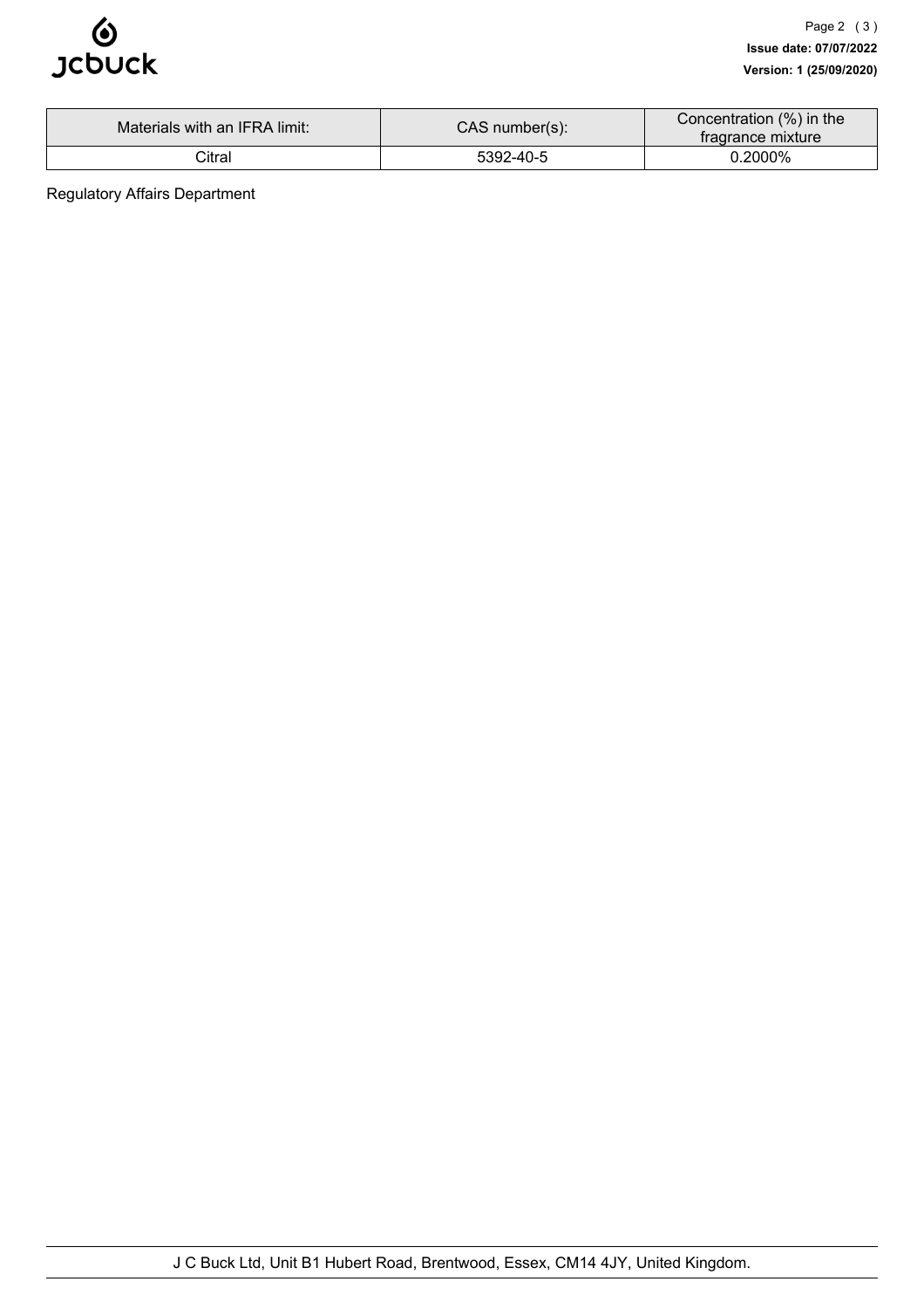| Materials with an IFRA limit: | CAS number(s): | Concentration (%) in the fragrance mixture |
| --- | --- | --- |
| Citral | 5392-40-5 | 0.2000% |

Regulatory Affairs Department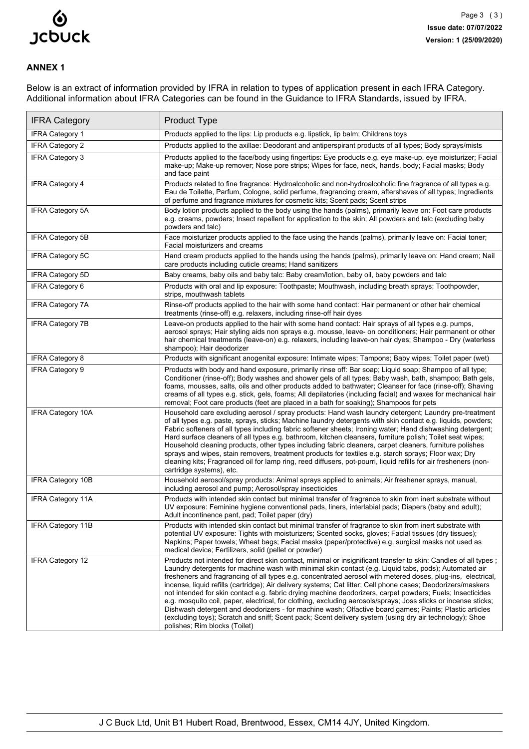## ANNEX 1

Below is an extract of information provided by IFRA in relation to types of application present in each IFRA Category. Additional information about IFRA Categories can be found in the Guidance to IFRA Standards, issued by IFRA.

| IFRA Category | Product Type |
|---|---|
| IFRA Category 1 | Products applied to the lips: Lip products e.g. lipstick, lip balm; Childrens toys |
| IFRA Category 2 | Products applied to the axillae: Deodorant and antiperspirant products of all types; Body sprays/mists |
| IFRA Category 3 | Products applied to the face/body using fingertips: Eye products e.g. eye make-up, eye moisturizer; Facial make-up; Make-up remover; Nose pore strips; Wipes for face, neck, hands, body; Facial masks; Body and face paint |
| IFRA Category 4 | Products related to fine fragrance: Hydroalcoholic and non-hydroalcoholic fine fragrance of all types e.g. Eau de Toilette, Parfum, Cologne, solid perfume, fragrancing cream, aftershaves of all types; Ingredients of perfume and fragrance mixtures for cosmetic kits; Scent pads; Scent strips |
| IFRA Category 5A | Body lotion products applied to the body using the hands (palms), primarily leave on: Foot care products e.g. creams, powders; Insect repellent for application to the skin; All powders and talc (excluding baby powders and talc) |
| IFRA Category 5B | Face moisturizer products applied to the face using the hands (palms), primarily leave on: Facial toner; Facial moisturizers and creams |
| IFRA Category 5C | Hand cream products applied to the hands using the hands (palms), primarily leave on: Hand cream; Nail care products including cuticle creams; Hand sanitizers |
| IFRA Category 5D | Baby creams, baby oils and baby talc: Baby cream/lotion, baby oil, baby powders and talc |
| IFRA Category 6 | Products with oral and lip exposure: Toothpaste; Mouthwash, including breath sprays; Toothpowder, strips, mouthwash tablets |
| IFRA Category 7A | Rinse-off products applied to the hair with some hand contact: Hair permanent or other hair chemical treatments (rinse-off) e.g. relaxers, including rinse-off hair dyes |
| IFRA Category 7B | Leave-on products applied to the hair with some hand contact: Hair sprays of all types e.g. pumps, aerosol sprays; Hair styling aids non sprays e.g. mousse, leave- on conditioners; Hair permanent or other hair chemical treatments (leave-on) e.g. relaxers, including leave-on hair dyes; Shampoo - Dry (waterless shampoo); Hair deodorizer |
| IFRA Category 8 | Products with significant anogenital exposure: Intimate wipes; Tampons; Baby wipes; Toilet paper (wet) |
| IFRA Category 9 | Products with body and hand exposure, primarily rinse off: Bar soap; Liquid soap; Shampoo of all type; Conditioner (rinse-off); Body washes and shower gels of all types; Baby wash, bath, shampoo; Bath gels, foams, mousses, salts, oils and other products added to bathwater; Cleanser for face (rinse-off); Shaving creams of all types e.g. stick, gels, foams; All depilatories (including facial) and waxes for mechanical hair removal; Foot care products (feet are placed in a bath for soaking); Shampoos for pets |
| IFRA Category 10A | Household care excluding aerosol / spray products: Hand wash laundry detergent; Laundry pre-treatment of all types e.g. paste, sprays, sticks; Machine laundry detergents with skin contact e.g. liquids, powders; Fabric softeners of all types including fabric softener sheets; Ironing water; Hand dishwashing detergent; Hard surface cleaners of all types e.g. bathroom, kitchen cleansers, furniture polish; Toilet seat wipes; Household cleaning products, other types including fabric cleaners, carpet cleaners, furniture polishes sprays and wipes, stain removers, treatment products for textiles e.g. starch sprays; Floor wax; Dry cleaning kits; Fragranced oil for lamp ring, reed diffusers, pot-pourri, liquid refills for air fresheners (non-cartridge systems), etc. |
| IFRA Category 10B | Household aerosol/spray products: Animal sprays applied to animals; Air freshener sprays, manual, including aerosol and pump; Aerosol/spray insecticides |
| IFRA Category 11A | Products with intended skin contact but minimal transfer of fragrance to skin from inert substrate without UV exposure: Feminine hygiene conventional pads, liners, interlabial pads; Diapers (baby and adult); Adult incontinence pant, pad; Toilet paper (dry) |
| IFRA Category 11B | Products with intended skin contact but minimal transfer of fragrance to skin from inert substrate with potential UV exposure: Tights with moisturizers; Scented socks, gloves; Facial tissues (dry tissues); Napkins; Paper towels; Wheat bags; Facial masks (paper/protective) e.g. surgical masks not used as medical device; Fertilizers, solid (pellet or powder) |
| IFRA Category 12 | Products not intended for direct skin contact, minimal or insignificant transfer to skin: Candles of all types ; Laundry detergents for machine wash with minimal skin contact (e.g. Liquid tabs, pods); Automated air fresheners and fragrancing of all types e.g. concentrated aerosol with metered doses, plug-ins, electrical, incense, liquid refills (cartridge); Air delivery systems; Cat litter; Cell phone cases; Deodorizers/maskers not intended for skin contact e.g. fabric drying machine deodorizers, carpet powders; Fuels; Insecticides e.g. mosquito coil, paper, electrical, for clothing, excluding aerosols/sprays; Joss sticks or incense sticks; Dishwash detergent and deodorizers - for machine wash; Olfactive board games; Paints; Plastic articles (excluding toys); Scratch and sniff; Scent pack; Scent delivery system (using dry air technology); Shoe polishes; Rim blocks (Toilet) |